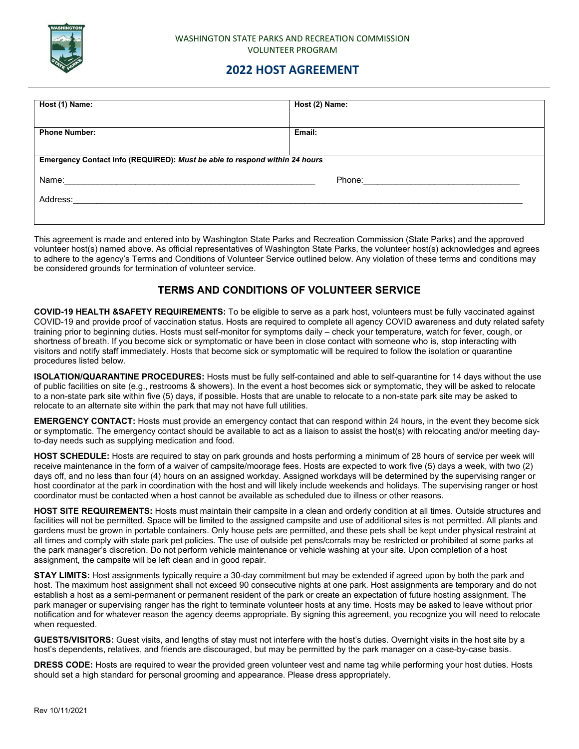WASHINGTON STATE PARKS AND RECREATION COMMISSION
VOLUNTEER PROGRAM

# 2022 HOST AGREEMENT

| Host (1) Name: | Host (2) Name: |
| --- | --- |
| Phone Number: | Email: |

**Emergency Contact Info (REQUIRED):** ***Must be able to respond within 24 hours***

Name:_______________________________________________ Phone:_______________________________

Address:_______________________________________________________________________________

This agreement is made and entered into by Washington State Parks and Recreation Commission (State Parks) and the approved volunteer host(s) named above. As official representatives of Washington State Parks, the volunteer host(s) acknowledges and agrees to adhere to the agency's Terms and Conditions of Volunteer Service outlined below. Any violation of these terms and conditions may be considered grounds for termination of volunteer service.

## TERMS AND CONDITIONS OF VOLUNTEER SERVICE

**COVID-19 HEALTH &SAFETY REQUIREMENTS:** To be eligible to serve as a park host, volunteers must be fully vaccinated against COVID-19 and provide proof of vaccination status. Hosts are required to complete all agency COVID awareness and duty related safety training prior to beginning duties. Hosts must self-monitor for symptoms daily – check your temperature, watch for fever, cough, or shortness of breath. If you become sick or symptomatic or have been in close contact with someone who is, stop interacting with visitors and notify staff immediately. Hosts that become sick or symptomatic will be required to follow the isolation or quarantine procedures listed below.

**ISOLATION/QUARANTINE PROCEDURES:** Hosts must be fully self-contained and able to self-quarantine for 14 days without the use of public facilities on site (e.g., restrooms & showers). In the event a host becomes sick or symptomatic, they will be asked to relocate to a non-state park site within five (5) days, if possible. Hosts that are unable to relocate to a non-state park site may be asked to relocate to an alternate site within the park that may not have full utilities.

**EMERGENCY CONTACT:** Hosts must provide an emergency contact that can respond within 24 hours, in the event they become sick or symptomatic. The emergency contact should be available to act as a liaison to assist the host(s) with relocating and/or meeting day-to-day needs such as supplying medication and food.

**HOST SCHEDULE:** Hosts are required to stay on park grounds and hosts performing a minimum of 28 hours of service per week will receive maintenance in the form of a waiver of campsite/moorage fees. Hosts are expected to work five (5) days a week, with two (2) days off, and no less than four (4) hours on an assigned workday. Assigned workdays will be determined by the supervising ranger or host coordinator at the park in coordination with the host and will likely include weekends and holidays. The supervising ranger or host coordinator must be contacted when a host cannot be available as scheduled due to illness or other reasons.

**HOST SITE REQUIREMENTS:** Hosts must maintain their campsite in a clean and orderly condition at all times. Outside structures and facilities will not be permitted. Space will be limited to the assigned campsite and use of additional sites is not permitted. All plants and gardens must be grown in portable containers. Only house pets are permitted, and these pets shall be kept under physical restraint at all times and comply with state park pet policies. The use of outside pet pens/corrals may be restricted or prohibited at some parks at the park manager's discretion. Do not perform vehicle maintenance or vehicle washing at your site. Upon completion of a host assignment, the campsite will be left clean and in good repair.

**STAY LIMITS:** Host assignments typically require a 30-day commitment but may be extended if agreed upon by both the park and host. The maximum host assignment shall not exceed 90 consecutive nights at one park. Host assignments are temporary and do not establish a host as a semi-permanent or permanent resident of the park or create an expectation of future hosting assignment. The park manager or supervising ranger has the right to terminate volunteer hosts at any time. Hosts may be asked to leave without prior notification and for whatever reason the agency deems appropriate. By signing this agreement, you recognize you will need to relocate when requested.

**GUESTS/VISITORS:** Guest visits, and lengths of stay must not interfere with the host's duties. Overnight visits in the host site by a host's dependents, relatives, and friends are discouraged, but may be permitted by the park manager on a case-by-case basis.

**DRESS CODE:** Hosts are required to wear the provided green volunteer vest and name tag while performing your host duties. Hosts should set a high standard for personal grooming and appearance. Please dress appropriately.

Rev 10/11/2021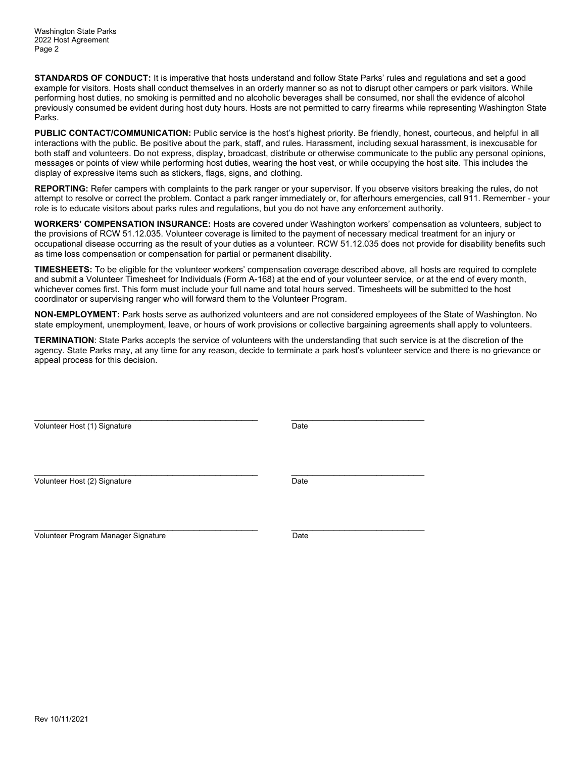**STANDARDS OF CONDUCT:** It is imperative that hosts understand and follow State Parks' rules and regulations and set a good example for visitors. Hosts shall conduct themselves in an orderly manner so as not to disrupt other campers or park visitors. While performing host duties, no smoking is permitted and no alcoholic beverages shall be consumed, nor shall the evidence of alcohol previously consumed be evident during host duty hours. Hosts are not permitted to carry firearms while representing Washington State Parks.

**PUBLIC CONTACT/COMMUNICATION:** Public service is the host's highest priority. Be friendly, honest, courteous, and helpful in all interactions with the public. Be positive about the park, staff, and rules. Harassment, including sexual harassment, is inexcusable for both staff and volunteers. Do not express, display, broadcast, distribute or otherwise communicate to the public any personal opinions, messages or points of view while performing host duties, wearing the host vest, or while occupying the host site. This includes the display of expressive items such as stickers, flags, signs, and clothing.

**REPORTING:** Refer campers with complaints to the park ranger or your supervisor. If you observe visitors breaking the rules, do not attempt to resolve or correct the problem. Contact a park ranger immediately or, for afterhours emergencies, call 911. Remember - your role is to educate visitors about parks rules and regulations, but you do not have any enforcement authority.

**WORKERS' COMPENSATION INSURANCE:** Hosts are covered under Washington workers' compensation as volunteers, subject to the provisions of RCW 51.12.035. Volunteer coverage is limited to the payment of necessary medical treatment for an injury or occupational disease occurring as the result of your duties as a volunteer. RCW 51.12.035 does not provide for disability benefits such as time loss compensation or compensation for partial or permanent disability.

**TIMESHEETS:** To be eligible for the volunteer workers' compensation coverage described above, all hosts are required to complete and submit a Volunteer Timesheet for Individuals (Form A-168) at the end of your volunteer service, or at the end of every month, whichever comes first. This form must include your full name and total hours served. Timesheets will be submitted to the host coordinator or supervising ranger who will forward them to the Volunteer Program.

**NON-EMPLOYMENT:** Park hosts serve as authorized volunteers and are not considered employees of the State of Washington. No state employment, unemployment, leave, or hours of work provisions or collective bargaining agreements shall apply to volunteers.

**TERMINATION**: State Parks accepts the service of volunteers with the understanding that such service is at the discretion of the agency. State Parks may, at any time for any reason, decide to terminate a park host's volunteer service and there is no grievance or appeal process for this decision.

\_\_\_\_\_\_\_\_\_\_\_\_\_\_\_\_\_\_\_\_\_\_\_\_\_\_\_\_\_\_\_\_\_\_\_\_\_\_ \_\_\_\_\_\_\_\_\_\_\_\_\_\_\_\_\_\_\_\_\_\_\_\_\_
Volunteer Host (1) Signature Date

\_\_\_\_\_\_\_\_\_\_\_\_\_\_\_\_\_\_\_\_\_\_\_\_\_\_\_\_\_\_\_\_\_\_\_\_\_\_ \_\_\_\_\_\_\_\_\_\_\_\_\_\_\_\_\_\_\_\_\_\_\_\_\_
Volunteer Host (2) Signature Date

\_\_\_\_\_\_\_\_\_\_\_\_\_\_\_\_\_\_\_\_\_\_\_\_\_\_\_\_\_\_\_\_\_\_\_\_\_\_ \_\_\_\_\_\_\_\_\_\_\_\_\_\_\_\_\_\_\_\_\_\_\_\_\_
Volunteer Program Manager Signature Date

Rev 10/11/2021